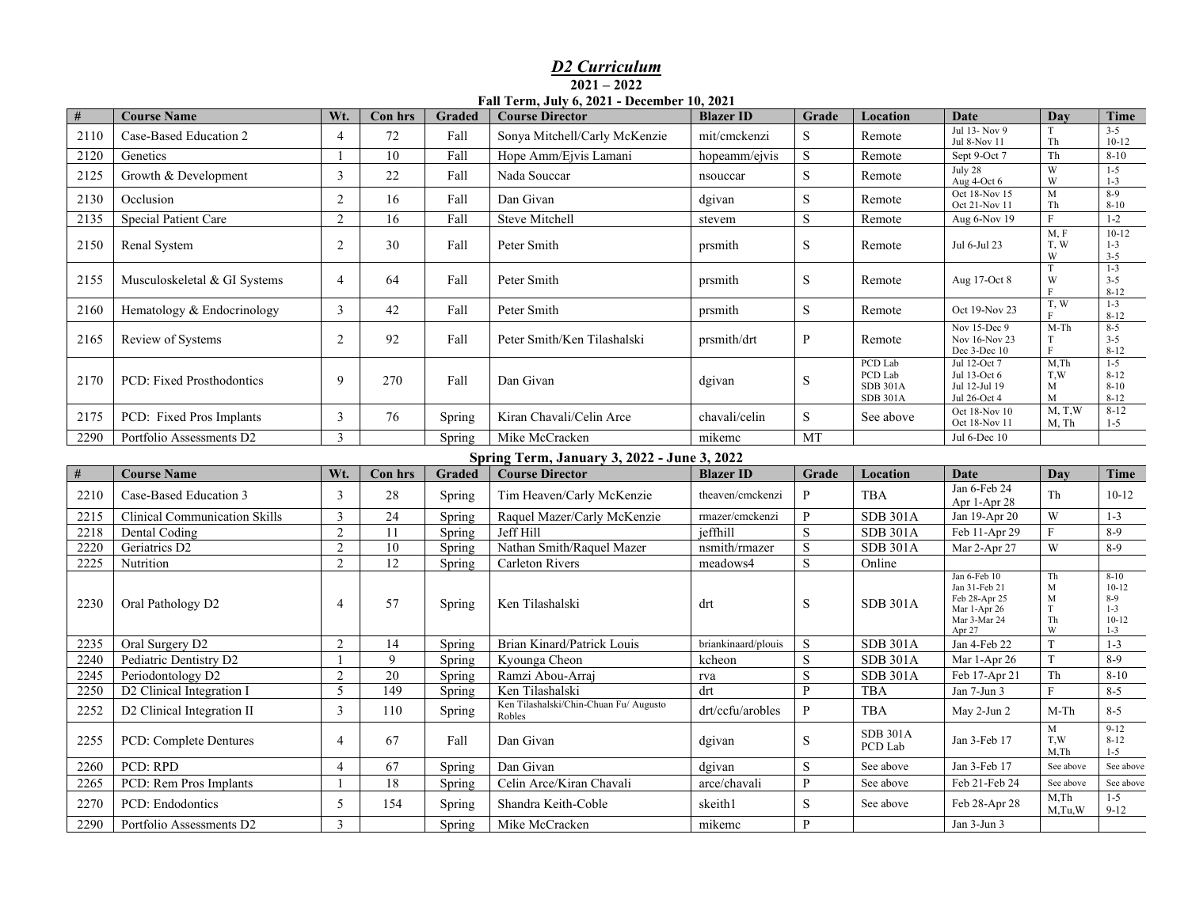# *D2 Curriculum*

## 2021 – 2022

### Fall Term, July 6, 2021 - December 10, 2021

| # | Course Name | Wt. | Con hrs | Graded | Course Director | Blazer ID | Grade | Location | Date | Day | Time |
|---|---|---|---|---|---|---|---|---|---|---|---|
| 2110 | Case-Based Education 2 | 4 | 72 | Fall | Sonya Mitchell/Carly McKenzie | mit/cmckenzi | S | Remote | Jul 13- Nov 9<br>Jul 8-Nov 11 | T<br>Th | 3-5<br>10-12 |
| 2120 | Genetics | 1 | 10 | Fall | Hope Amm/Ejvis Lamani | hopeamm/ejvis | S | Remote | Sept 9-Oct 7 | Th | 8-10 |
| 2125 | Growth & Development | 3 | 22 | Fall | Nada Souccar | nsouccar | S | Remote | July 28<br>Aug 4-Oct 6 | W<br>W | 1-5<br>1-3 |
| 2130 | Occlusion | 2 | 16 | Fall | Dan Givan | dgivan | S | Remote | Oct 18-Nov 15<br>Oct 21-Nov 11 | M<br>Th | 8-9<br>8-10 |
| 2135 | Special Patient Care | 2 | 16 | Fall | Steve Mitchell | stevem | S | Remote | Aug 6-Nov 19 | F | 1-2 |
| 2150 | Renal System | 2 | 30 | Fall | Peter Smith | prsmith | S | Remote | Jul 6-Jul 23 | M, F<br>T, W<br>W | 10-12<br>1-3<br>3-5 |
| 2155 | Musculoskeletal & GI Systems | 4 | 64 | Fall | Peter Smith | prsmith | S | Remote | Aug 17-Oct 8 | T<br>W<br>F | 1-3<br>3-5<br>8-12 |
| 2160 | Hematology & Endocrinology | 3 | 42 | Fall | Peter Smith | prsmith | S | Remote | Oct 19-Nov 23 | T, W<br>F | 1-3<br>8-12 |
| 2165 | Review of Systems | 2 | 92 | Fall | Peter Smith/Ken Tilashalski | prsmith/drt | P | Remote | Nov 15-Dec 9<br>Nov 16-Nov 23<br>Dec 3-Dec 10 | M-Th<br>T<br>F | 8-5<br>3-5<br>8-12 |
| 2170 | PCD: Fixed Prosthodontics | 9 | 270 | Fall | Dan Givan | dgivan | S | PCD Lab<br>PCD Lab<br>SDB 301A<br>SDB 301A | Jul 12-Oct 7<br>Jul 13-Oct 6<br>Jul 12-Jul 19<br>Jul 26-Oct 4 | M,Th<br>T,W<br>M<br>M | 1-5<br>8-12<br>8-10<br>8-12 |
| 2175 | PCD: Fixed Pros Implants | 3 | 76 | Spring | Kiran Chavali/Celin Arce | chavali/celin | S | See above | Oct 18-Nov 10<br>Oct 18-Nov 11 | M, T,W<br>M, Th | 8-12<br>1-5 |
| 2290 | Portfolio Assessments D2 | 3 | | Spring | Mike McCracken | mikemc | MT | | Jul 6-Dec 10 | | |

### Spring Term, January 3, 2022 - June 3, 2022

| # | Course Name | Wt. | Con hrs | Graded | Course Director | Blazer ID | Grade | Location | Date | Day | Time |
|---|---|---|---|---|---|---|---|---|---|---|---|
| 2210 | Case-Based Education 3 | 3 | 28 | Spring | Tim Heaven/Carly McKenzie | theaven/cmckenzi | P | TBA | Jan 6-Feb 24<br>Apr 1-Apr 28 | Th | 10-12 |
| 2215 | Clinical Communication Skills | 3 | 24 | Spring | Raquel Mazer/Carly McKenzie | rmazer/cmckenzi | P | SDB 301A | Jan 19-Apr 20 | W | 1-3 |
| 2218 | Dental Coding | 2 | 11 | Spring | Jeff Hill | jeffhill | S | SDB 301A | Feb 11-Apr 29 | F | 8-9 |
| 2220 | Geriatrics D2 | 2 | 10 | Spring | Nathan Smith/Raquel Mazer | nsmith/rmazer | S | SDB 301A | Mar 2-Apr 27 | W | 8-9 |
| 2225 | Nutrition | 2 | 12 | Spring | Carleton Rivers | meadows4 | S | Online | | | |
| 2230 | Oral Pathology D2 | 4 | 57 | Spring | Ken Tilashalski | drt | S | SDB 301A | Jan 6-Feb 10<br>Jan 31-Feb 21<br>Feb 28-Apr 25<br>Mar 1-Apr 26<br>Mar 3-Mar 24<br>Apr 27 | Th<br>M<br>M<br>T<br>Th<br>W | 8-10<br>10-12<br>8-9<br>1-3<br>10-12<br>1-3 |
| 2235 | Oral Surgery D2 | 2 | 14 | Spring | Brian Kinard/Patrick Louis | briankinaard/plouis | S | SDB 301A | Jan 4-Feb 22 | T | 1-3 |
| 2240 | Pediatric Dentistry D2 | 1 | 9 | Spring | Kyounga Cheon | kcheon | S | SDB 301A | Mar 1-Apr 26 | T | 8-9 |
| 2245 | Periodontology D2 | 2 | 20 | Spring | Ramzi Abou-Arraj | rva | S | SDB 301A | Feb 17-Apr 21 | Th | 8-10 |
| 2250 | D2 Clinical Integration I | 5 | 149 | Spring | Ken Tilashalski | drt | P | TBA | Jan 7-Jun 3 | F | 8-5 |
| 2252 | D2 Clinical Integration II | 3 | 110 | Spring | Ken Tilashalski/Chin-Chuan Fu/ Augusto Robles | drt/ccfu/arobles | P | TBA | May 2-Jun 2 | M-Th | 8-5 |
| 2255 | PCD: Complete Dentures | 4 | 67 | Fall | Dan Givan | dgivan | S | SDB 301A<br>PCD Lab | Jan 3-Feb 17 | M<br>T,W<br>M,Th | 9-12<br>8-12<br>1-5 |
| 2260 | PCD: RPD | 4 | 67 | Spring | Dan Givan | dgivan | S | See above | Jan 3-Feb 17 | See above | See above |
| 2265 | PCD: Rem Pros Implants | 1 | 18 | Spring | Celin Arce/Kiran Chavali | arce/chavali | P | See above | Feb 21-Feb 24 | See above | See above |
| 2270 | PCD: Endodontics | 5 | 154 | Spring | Shandra Keith-Coble | skeith1 | S | See above | Feb 28-Apr 28 | M,Th<br>M,Tu,W | 1-5<br>9-12 |
| 2290 | Portfolio Assessments D2 | 3 | | Spring | Mike McCracken | mikemc | P | | Jan 3-Jun 3 | | |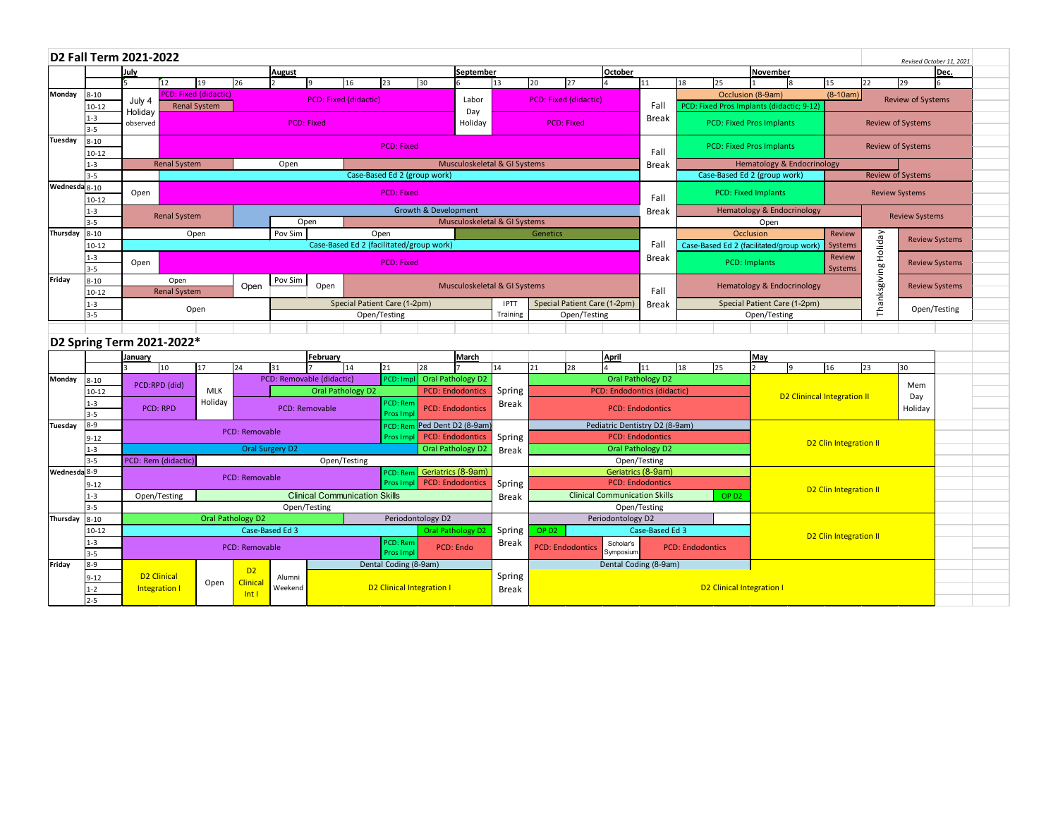## D2 Fall Term 2021-2022

*Revised October 11, 2021*

| Day | Time | Jul 5 | Jul 12 | Jul 19 | Jul 26 | Aug 2 | Aug 9 | Aug 16 | Aug 23 | Aug 30 | Sep 6 | Sep 13 | Sep 20 | Sep 27 | Oct 4 | Oct 11 | Oct 18 | Oct 25 | Nov 1 | Nov 8 | Nov 15 | Nov 22 | Nov 29 | Dec 6 |
|---|---|---|---|---|---|---|---|---|---|---|---|---|---|---|---|---|---|---|---|---|---|---|---|---|
| Monday | 8-10 | July 4 Holiday observed | PCD: Fixed (didactic) | | PCD: Fixed (didactic) | | | | | | Labor Day Holiday | PCD: Fixed (didactic) | | | | Fall Break | Occlusion (8-9am) | | | | (8-10am) | Review of Systems | | |
| | 10-12 | | Renal System | | | | | | | | | | | | | | PCD: Fixed Pros Implants (didactic; 9-12) | | | | | | | |
| | 1-3 | | PCD: Fixed | | | | | | | | | PCD: Fixed | | | | | PCD: Fixed Pros Implants | | | | Review of Systems | | | |
| | 3-5 | | | | | | | | | | | | | | | | | | | | | | | |
| Tuesday | 8-10 | | PCD: Fixed | | | | | | | | | | | | | Fall Break | PCD: Fixed Pros Implants | | | | Review of Systems | | | |
| | 10-12 | | | | | | | | | | | | | | | | | | | | | | | |
| | 1-3 | Renal System | | | | Open | | Musculoskeletal & GI Systems | | | | | | | | | Hematology & Endocrinology | | | | | | | |
| | 3-5 | | Case-Based Ed 2 (group work) | | | | | | | | | | | | | | Case-Based Ed 2 (group work) | | | | Review of Systems | | | |
| Wednesday | 8-10 | Open | PCD: Fixed | | | | | | | | | | | | | Fall Break | PCD: Fixed Implants | | | | Review Systems | | | |
| | 10-12 | | | | | | | | | | | | | | | | | | | | | | | |
| | 1-3 | Renal System | | | Growth & Development | | | | | | | | | | | | Hematology & Endocrinology | | | | | Review Systems | | |
| | 3-5 | | | | | Open | | Musculoskeletal & GI Systems | | | | | | | | | Open | | | | | | | |
| Thursday | 8-10 | Open | | | | Pov Sim | Open | | | | Genetics | | | | | Fall Break | Occlusion | | | | Review Systems | Thanksgiving Holiday | Review Systems | |
| | 10-12 | Case-Based Ed 2 (facilitated/group work) | | | | | | | | | | | | | | | Case-Based Ed 2 (facilitated/group work) | | | | | | | |
| | 1-3 | Open | PCD: Fixed | | | | | | | | | | | | | | PCD: Implants | | | | Review Systems | | Review Systems | |
| | 3-5 | | | | | | | | | | | | | | | | | | | | | | | |
| Friday | 8-10 | Open | | | Open | Pov Sim | Open | Musculoskeletal & GI Systems | | | | | | | | Fall Break | Hematology & Endocrinology | | | | | | Review Systems | |
| | 10-12 | Renal System | | | | | | | | | | | | | | | | | | | | | | |
| | 1-3 | Open | | | | Special Patient Care (1-2pm) | | | | | | IPTT | Special Patient Care (1-2pm) | | | | Special Patient Care (1-2pm) | | | | | | Open/Testing | |
| | 3-5 | | | | | Open/Testing | | | | | | Training | Open/Testing | | | | Open/Testing | | | | | | | |

## D2 Spring Term 2021-2022*

| Day | Time | Jan 3 | Jan 10 | Jan 17 | Jan 24 | Jan 31 | Feb 7 | Feb 14 | Feb 21 | Feb 28 | Mar 7 | Mar 14 | Mar 21 | Mar 28 | Apr 4 | Apr 11 | Apr 18 | Apr 25 | May 2 | May 9 | May 16 | May 23 | May 30 |
|---|---|---|---|---|---|---|---|---|---|---|---|---|---|---|---|---|---|---|---|---|---|---|---|
| Monday | 8-10 | PCD:RPD (did) | | MLK Holiday | PCD: Removable (didactic) | | | | PCD: Impl | Oral Pathology D2 | | Spring Break | Oral Pathology D2 | | | | | | D2 Clinincal Integration II | | | | Mem Day Holiday |
| | 10-12 | | | | | Oral Pathology D2 | | | | PCD: Endodontics | | | PCD: Endodontics (didactic) | | | | | | | | | | |
| | 1-3 | PCD: RPD | | | PCD: Removable | | | | PCD: Rem Pros Impl | PCD: Endodontics | | | PCD: Endodontics | | | | | | | | | | |
| | 3-5 | | | | | | | | | | | | | | | | | | | | | | |
| Tuesday | 8-9 | PCD: Removable | | | | | | | PCD: Rem Pros Impl | Ped Dent D2 (8-9am) | | Spring Break | Pediatric Dentistry D2 (8-9am) | | | | | | D2 Clin Integration II | | | | |
| | 9-12 | | | | | | | | | PCD: Endodontics | | | PCD: Endodontics | | | | | | | | | | |
| | 1-3 | Oral Surgery D2 | | | | | | | | Oral Pathology D2 | | | Oral Pathology D2 | | | | | | | | | | |
| | 3-5 | PCD: Rem (didactic) | | Open/Testing | | | | | | | | | Open/Testing | | | | | | | | | | |
| Wednesday | 8-9 | PCD: Removable | | | | | | | PCD: Rem Pros Impl | Geriatrics (8-9am) | | Spring Break | Geriatrics (8-9am) | | | | | | D2 Clin Integration II | | | | |
| | 9-12 | | | | | | | | | PCD: Endodontics | | | PCD: Endodontics | | | | | | | | | | |
| | 1-3 | Open/Testing | | | Clinical Communication Skills | | | | | | | | Clinical Communication Skills | | | | | OP D2 | | | | | |
| | 3-5 | Open/Testing | | | | | | | | | | | Open/Testing | | | | | | | | | | |
| Thursday | 8-10 | Oral Pathology D2 | | | | | | Periodontology D2 | | | | Spring Break | Periodontology D2 | | | | | | D2 Clin Integration II | | | | |
| | 10-12 | Case-Based Ed 3 | | | | | | | | Oral Pathology D2 | | | OP D2 | Case-Based Ed 3 | | | | | | | | | |
| | 1-3 | PCD: Removable | | | | | | | PCD: Rem Pros Impl | PCD: Endo | | | PCD: Endodontics | | Scholar's Symposium | PCD: Endodontics | | | | | | | |
| | 3-5 | | | | | | | | | | | | | | | | | | | | | | |
| Friday | 8-9 | D2 Clinical Integration I | | Open | D2 Clinical Int I | Alumni Weekend | Dental Coding (8-9am) | | | | | Spring Break | Dental Coding (8-9am) | | | | | | | | | | |
| | 9-12 | | | | | | D2 Clinical Integration I | | | | | | D2 Clinical Integration I | | | | | | | | | | |
| | 1-2 | | | | | | | | | | | | | | | | | | | | | | |
| | 2-5 | | | | | | | | | | | | | | | | | | | | | | |